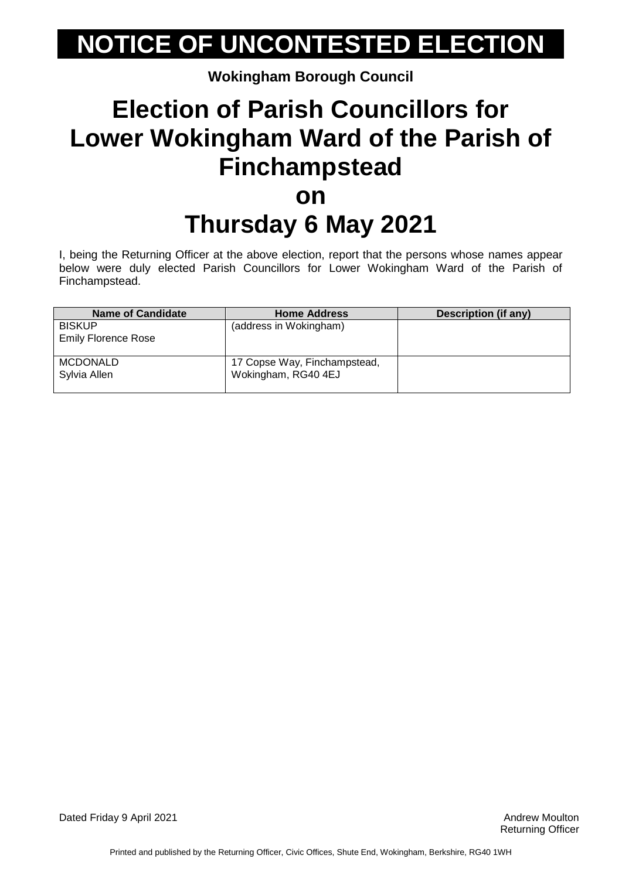# NOTICE OF UNCONTESTED ELECTION

**Wokingham Borough Council**

# Election of Parish Councillors for Lower Wokingham Ward of the Parish of Finchampstead on Thursday 6 May 2021

I, being the Returning Officer at the above election, report that the persons whose names appear below were duly elected Parish Councillors for Lower Wokingham Ward of the Parish of Finchampstead.

| Name of Candidate | Home Address | Description (if any) |
|---|---|---|
| BISKUP<br>Emily Florence Rose | (address in Wokingham) | |
| MCDONALD<br>Sylvia Allen | 17 Copse Way, Finchampstead, Wokingham, RG40 4EJ | |

Dated Friday 9 April 2021

Andrew Moulton
Returning Officer

Printed and published by the Returning Officer, Civic Offices, Shute End, Wokingham, Berkshire, RG40 1WH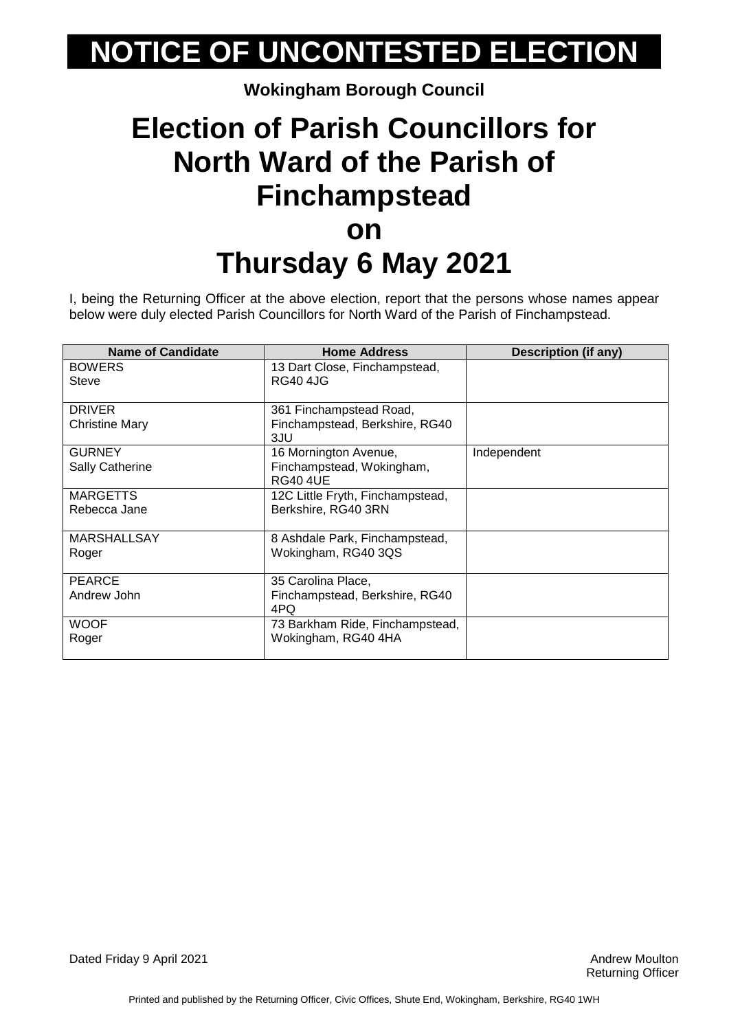# NOTICE OF UNCONTESTED ELECTION

**Wokingham Borough Council**

# Election of Parish Councillors for North Ward of the Parish of Finchampstead on Thursday 6 May 2021

I, being the Returning Officer at the above election, report that the persons whose names appear below were duly elected Parish Councillors for North Ward of the Parish of Finchampstead.

| Name of Candidate | Home Address | Description (if any) |
|---|---|---|
| BOWERS<br>Steve | 13 Dart Close, Finchampstead, RG40 4JG | |
| DRIVER<br>Christine Mary | 361 Finchampstead Road, Finchampstead, Berkshire, RG40 3JU | |
| GURNEY<br>Sally Catherine | 16 Mornington Avenue, Finchampstead, Wokingham, RG40 4UE | Independent |
| MARGETTS<br>Rebecca Jane | 12C Little Fryth, Finchampstead, Berkshire, RG40 3RN | |
| MARSHALLSAY<br>Roger | 8 Ashdale Park, Finchampstead, Wokingham, RG40 3QS | |
| PEARCE<br>Andrew John | 35 Carolina Place, Finchampstead, Berkshire, RG40 4PQ | |
| WOOF<br>Roger | 73 Barkham Ride, Finchampstead, Wokingham, RG40 4HA | |

Dated Friday 9 April 2021

Andrew Moulton
Returning Officer

Printed and published by the Returning Officer, Civic Offices, Shute End, Wokingham, Berkshire, RG40 1WH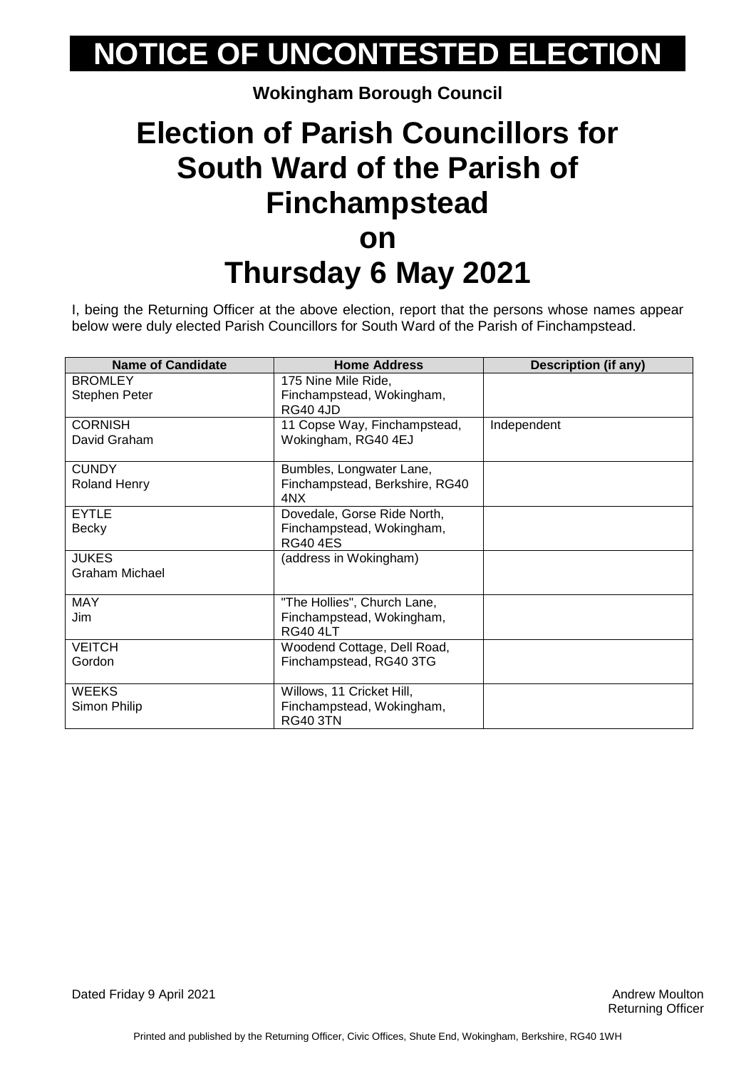# NOTICE OF UNCONTESTED ELECTION

**Wokingham Borough Council**

# Election of Parish Councillors for South Ward of the Parish of Finchampstead on Thursday 6 May 2021

I, being the Returning Officer at the above election, report that the persons whose names appear below were duly elected Parish Councillors for South Ward of the Parish of Finchampstead.

| Name of Candidate | Home Address | Description (if any) |
|---|---|---|
| BROMLEY Stephen Peter | 175 Nine Mile Ride, Finchampstead, Wokingham, RG40 4JD | |
| CORNISH David Graham | 11 Copse Way, Finchampstead, Wokingham, RG40 4EJ | Independent |
| CUNDY Roland Henry | Bumbles, Longwater Lane, Finchampstead, Berkshire, RG40 4NX | |
| EYTLE Becky | Dovedale, Gorse Ride North, Finchampstead, Wokingham, RG40 4ES | |
| JUKES Graham Michael | (address in Wokingham) | |
| MAY Jim | "The Hollies", Church Lane, Finchampstead, Wokingham, RG40 4LT | |
| VEITCH Gordon | Woodend Cottage, Dell Road, Finchampstead, RG40 3TG | |
| WEEKS Simon Philip | Willows, 11 Cricket Hill, Finchampstead, Wokingham, RG40 3TN | |

Dated Friday 9 April 2021

Andrew Moulton
Returning Officer

Printed and published by the Returning Officer, Civic Offices, Shute End, Wokingham, Berkshire, RG40 1WH